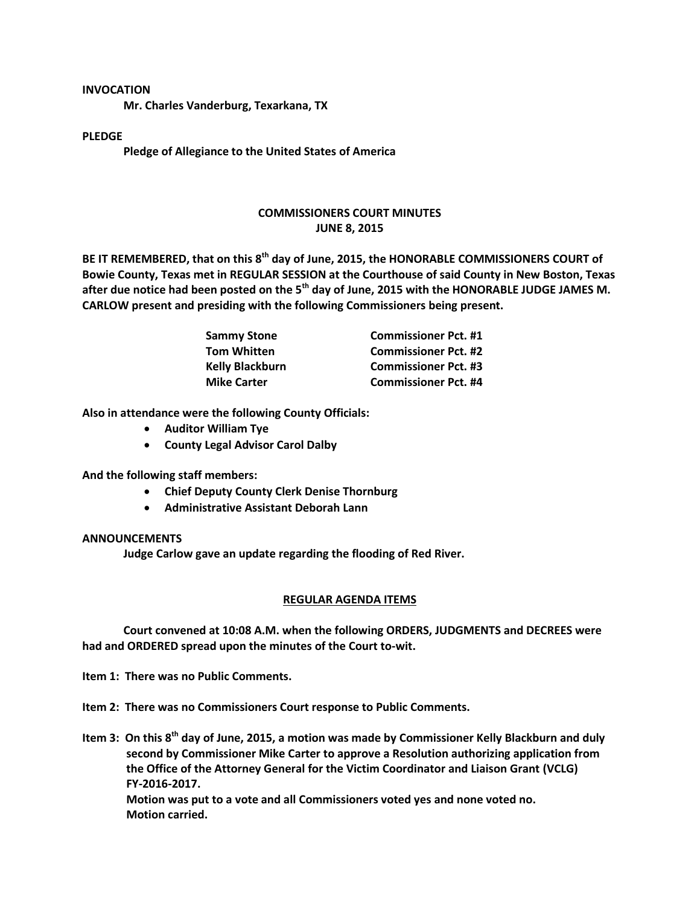**INVOCATION**

**Mr. Charles Vanderburg, Texarkana, TX**

**PLEDGE**

**Pledge of Allegiance to the United States of America**

**COMMISSIONERS COURT MINUTES**
**JUNE 8, 2015**

**BE IT REMEMBERED, that on this 8th day of June, 2015, the HONORABLE COMMISSIONERS COURT of Bowie County, Texas met in REGULAR SESSION at the Courthouse of said County in New Boston, Texas after due notice had been posted on the 5th day of June, 2015 with the HONORABLE JUDGE JAMES M. CARLOW present and presiding with the following Commissioners being present.**

| | |
|---|---|
| **Sammy Stone** | **Commissioner Pct. #1** |
| **Tom Whitten** | **Commissioner Pct. #2** |
| **Kelly Blackburn** | **Commissioner Pct. #3** |
| **Mike Carter** | **Commissioner Pct. #4** |

**Also in attendance were the following County Officials:**

- **Auditor William Tye**
- **County Legal Advisor Carol Dalby**

**And the following staff members:**

- **Chief Deputy County Clerk Denise Thornburg**
- **Administrative Assistant Deborah Lann**

**ANNOUNCEMENTS**

**Judge Carlow gave an update regarding the flooding of Red River.**

**REGULAR AGENDA ITEMS**

**Court convened at 10:08 A.M. when the following ORDERS, JUDGMENTS and DECREES were had and ORDERED spread upon the minutes of the Court to-wit.**

**Item 1: There was no Public Comments.**

**Item 2: There was no Commissioners Court response to Public Comments.**

**Item 3: On this 8th day of June, 2015, a motion was made by Commissioner Kelly Blackburn and duly second by Commissioner Mike Carter to approve a Resolution authorizing application from the Office of the Attorney General for the Victim Coordinator and Liaison Grant (VCLG) FY-2016-2017.**
**Motion was put to a vote and all Commissioners voted yes and none voted no.**
**Motion carried.**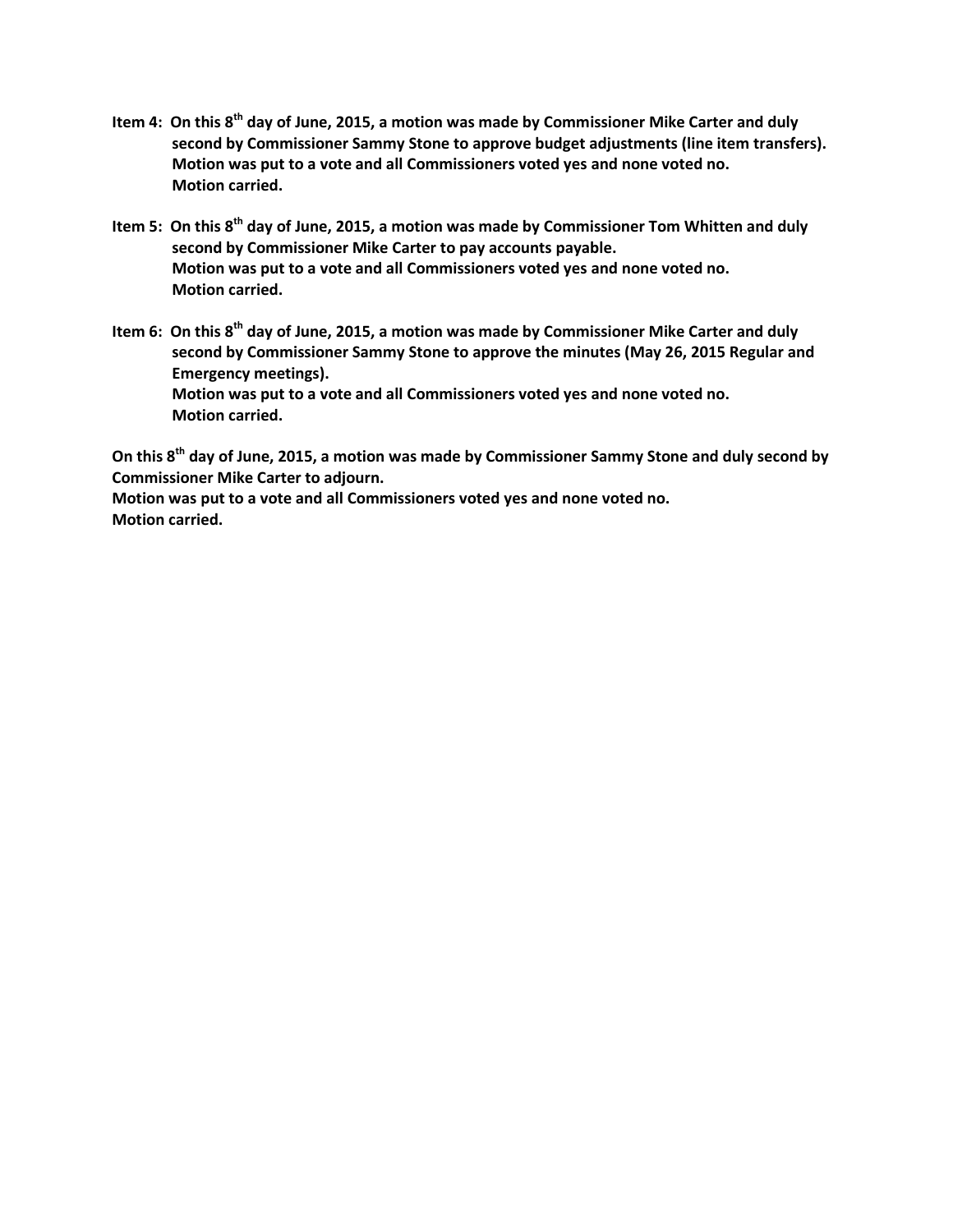**Item 4: On this 8th day of June, 2015, a motion was made by Commissioner Mike Carter and duly second by Commissioner Sammy Stone to approve budget adjustments (line item transfers). Motion was put to a vote and all Commissioners voted yes and none voted no. Motion carried.**

**Item 5: On this 8th day of June, 2015, a motion was made by Commissioner Tom Whitten and duly second by Commissioner Mike Carter to pay accounts payable. Motion was put to a vote and all Commissioners voted yes and none voted no. Motion carried.**

**Item 6: On this 8th day of June, 2015, a motion was made by Commissioner Mike Carter and duly second by Commissioner Sammy Stone to approve the minutes (May 26, 2015 Regular and Emergency meetings). Motion was put to a vote and all Commissioners voted yes and none voted no. Motion carried.**

**On this 8th day of June, 2015, a motion was made by Commissioner Sammy Stone and duly second by Commissioner Mike Carter to adjourn.**
**Motion was put to a vote and all Commissioners voted yes and none voted no.**
**Motion carried.**